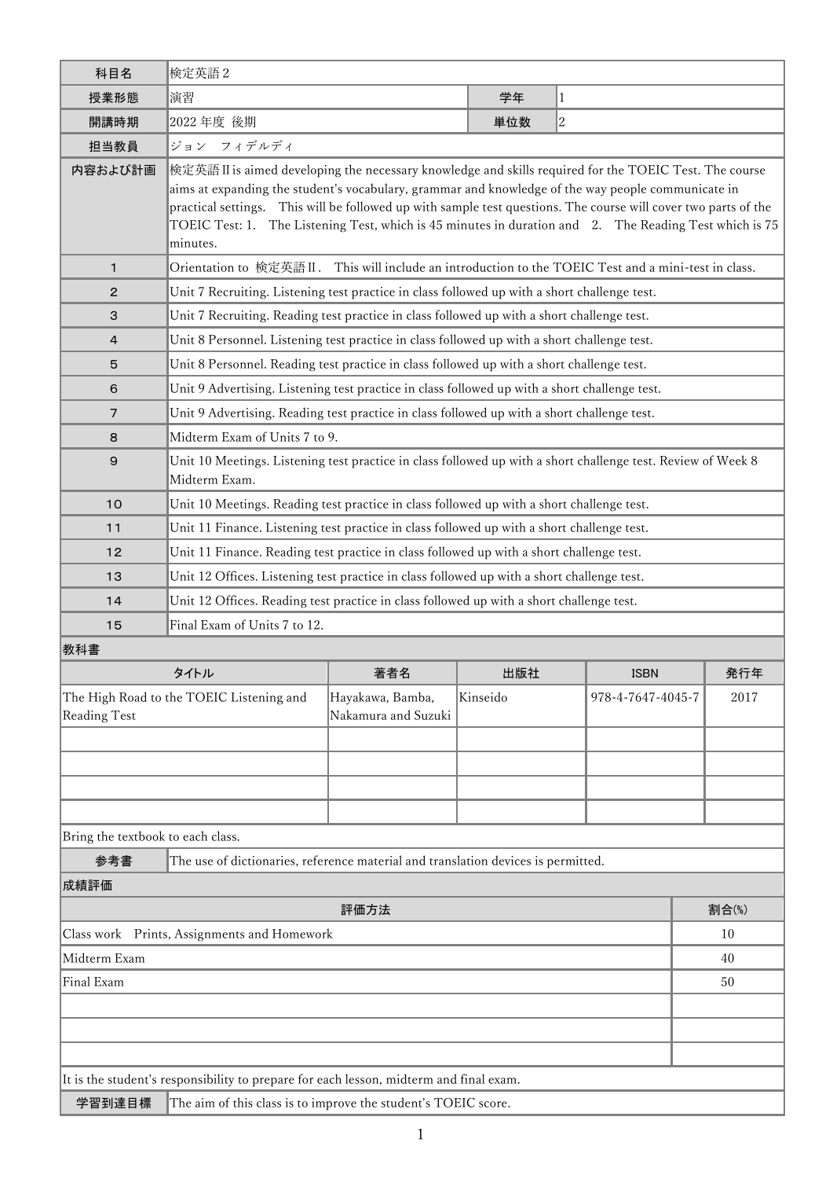| 科目名 | 検定英語２ | | |
|---|---|---|---|
| 授業形態 | 演習 | 学年 | 1 |
| 開講時期 | 2022 年度 後期 | 単位数 | 2 |
| 担当教員 | ジョン　フィデルディ | | |
| 内容および計画 | 検定英語Ⅱ is aimed developing the necessary knowledge and skills required for the TOEIC Test. The course aims at expanding the student's vocabulary, grammar and knowledge of the way people communicate in practical settings.　This will be followed up with sample test questions. The course will cover two parts of the TOEIC Test: 1.　The Listening Test, which is 45 minutes in duration and　2.　The Reading Test which is 75 minutes. | | |
| 1 | Orientation to 検定英語Ⅱ.　This will include an introduction to the TOEIC Test and a mini-test in class. | | |
| 2 | Unit 7 Recruiting. Listening test practice in class followed up with a short challenge test. | | |
| 3 | Unit 7 Recruiting. Reading test practice in class followed up with a short challenge test. | | |
| 4 | Unit 8 Personnel. Listening test practice in class followed up with a short challenge test. | | |
| 5 | Unit 8 Personnel. Reading test practice in class followed up with a short challenge test. | | |
| 6 | Unit 9 Advertising. Listening test practice in class followed up with a short challenge test. | | |
| 7 | Unit 9 Advertising. Reading test practice in class followed up with a short challenge test. | | |
| 8 | Midterm Exam of Units 7 to 9. | | |
| 9 | Unit 10 Meetings. Listening test practice in class followed up with a short challenge test. Review of Week 8 Midterm Exam. | | |
| 10 | Unit 10 Meetings. Reading test practice in class followed up with a short challenge test. | | |
| 11 | Unit 11 Finance. Listening test practice in class followed up with a short challenge test. | | |
| 12 | Unit 11 Finance. Reading test practice in class followed up with a short challenge test. | | |
| 13 | Unit 12 Offices. Listening test practice in class followed up with a short challenge test. | | |
| 14 | Unit 12 Offices. Reading test practice in class followed up with a short challenge test. | | |
| 15 | Final Exam of Units 7 to 12. | | |

**教科書**

| タイトル | 著者名 | 出版社 | ISBN | 発行年 |
|---|---|---|---|---|
| The High Road to the TOEIC Listening and Reading Test | Hayakawa, Bamba, Nakamura and Suzuki | Kinseido | 978-4-7647-4045-7 | 2017 |
| | | | | |
| | | | | |
| | | | | |
| | | | | |

Bring the textbook to each class.

| 参考書 | The use of dictionaries, reference material and translation devices is permitted. |
|---|---|

**成績評価**

| 評価方法 | 割合(%) |
|---|---|
| Class work　Prints, Assignments and Homework | 10 |
| Midterm Exam | 40 |
| Final Exam | 50 |
| | |
| | |
| | |

It is the student's responsibility to prepare for each lesson, midterm and final exam.

| 学習到達目標 | The aim of this class is to improve the student's TOEIC score. |
|---|---|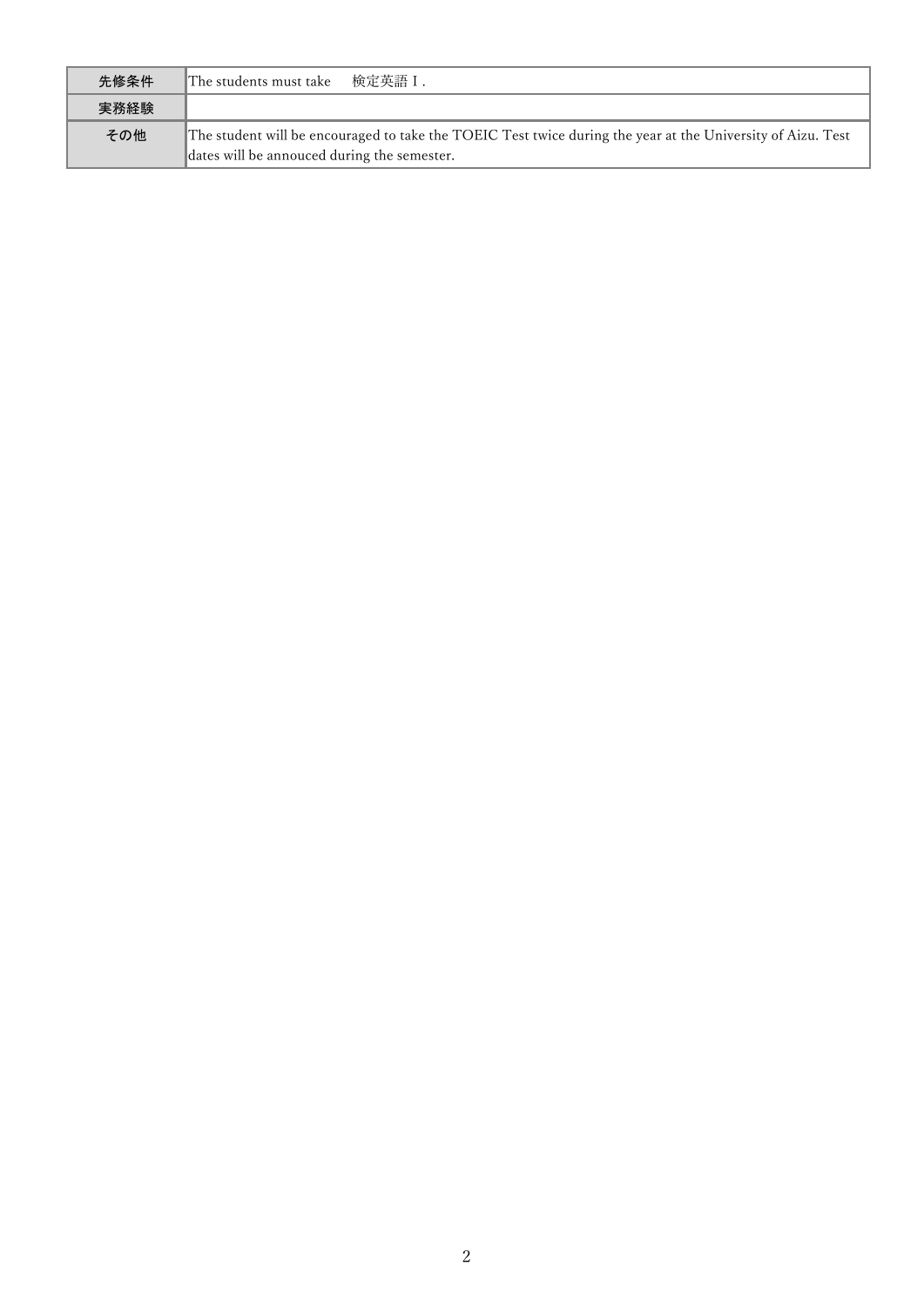| | |
|---|---|
| 先修条件 | The students must take 検定英語Ⅰ. |
| 実務経験 | |
| その他 | The student will be encouraged to take the TOEIC Test twice during the year at the University of Aizu. Test dates will be annouced during the semester. |